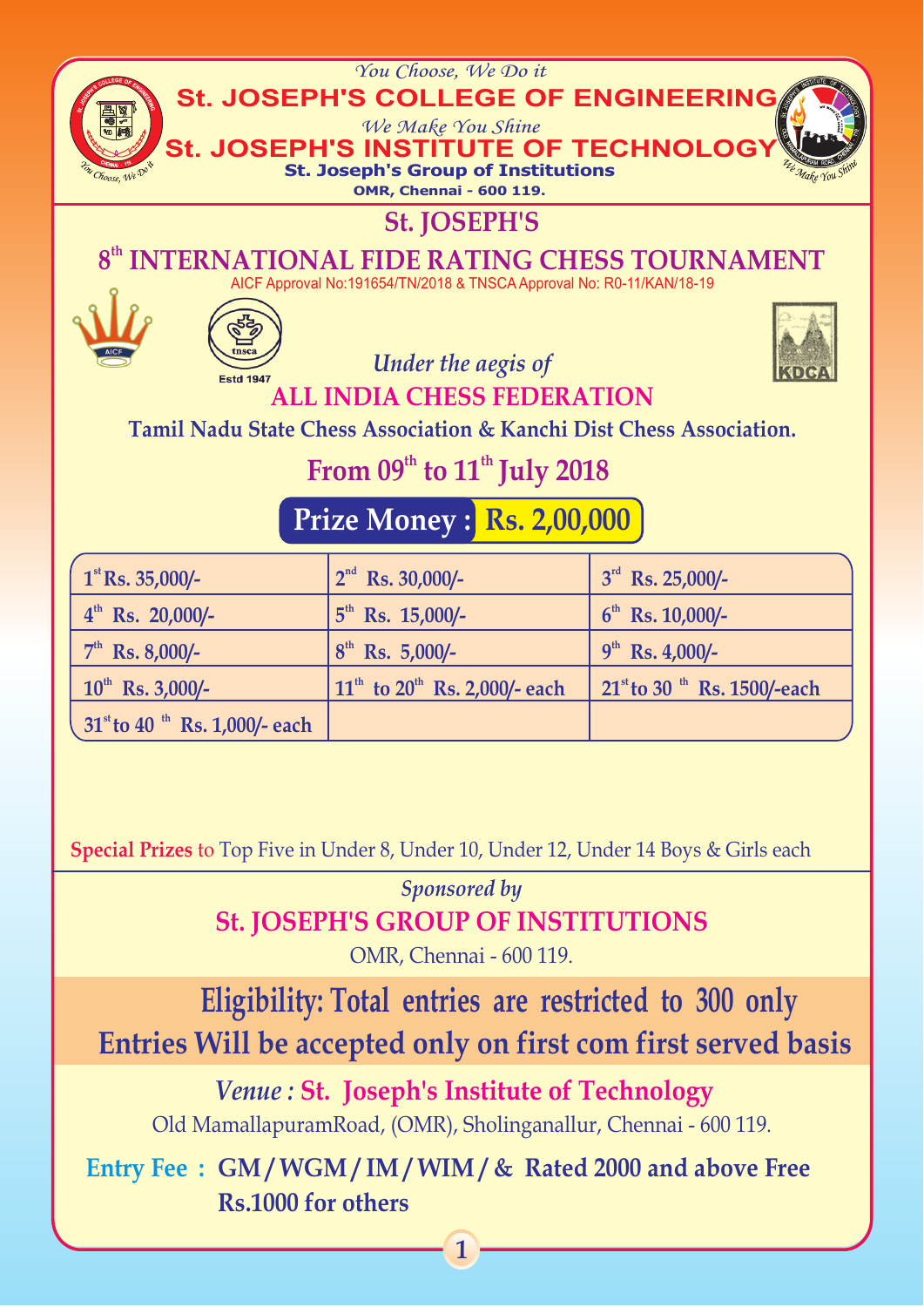*You Choose, We Do it*

**St. JOSEPH'S COLLEGE OF ENGINEERING**

*We Make You Shine*

**St. JOSEPH'S INSTITUTE OF TECHNOLOGY**

**St. Joseph's Group of Institutions**

**OMR, Chennai - 600 119.**

# St. JOSEPH'S

# 8th INTERNATIONAL FIDE RATING CHESS TOURNAMENT

AICF Approval No:191654/TN/2018 & TNSCA Approval No: R0-11/KAN/18-19

Estd 1947

KDCA

*Under the aegis of*

## ALL INDIA CHESS FEDERATION

**Tamil Nadu State Chess Association & Kanchi Dist Chess Association.**

## From 09th to 11th July 2018

## Prize Money : Rs. 2,00,000

| | | |
|---|---|---|
| 1st Rs. 35,000/- | 2nd Rs. 30,000/- | 3rd Rs. 25,000/- |
| 4th Rs. 20,000/- | 5th Rs. 15,000/- | 6th Rs. 10,000/- |
| 7th Rs. 8,000/- | 8th Rs. 5,000/- | 9th Rs. 4,000/- |
| 10th Rs. 3,000/- | 11th to 20th Rs. 2,000/- each | 21st to 30th Rs. 1500/-each |
| 31st to 40th Rs. 1,000/- each | | |

**Special Prizes** to Top Five in Under 8, Under 10, Under 12, Under 14 Boys & Girls each

*Sponsored by*

**St. JOSEPH'S GROUP OF INSTITUTIONS**

OMR, Chennai - 600 119.

**Eligibility: Total entries are restricted to 300 only**

**Entries Will be accepted only on first com first served basis**

*Venue :* **St. Joseph's Institute of Technology**

Old MamallapuramRoad, (OMR), Sholinganallur, Chennai - 600 119.

**Entry Fee : GM / WGM / IM / WIM / & Rated 2000 and above Free**

**Rs.1000 for others**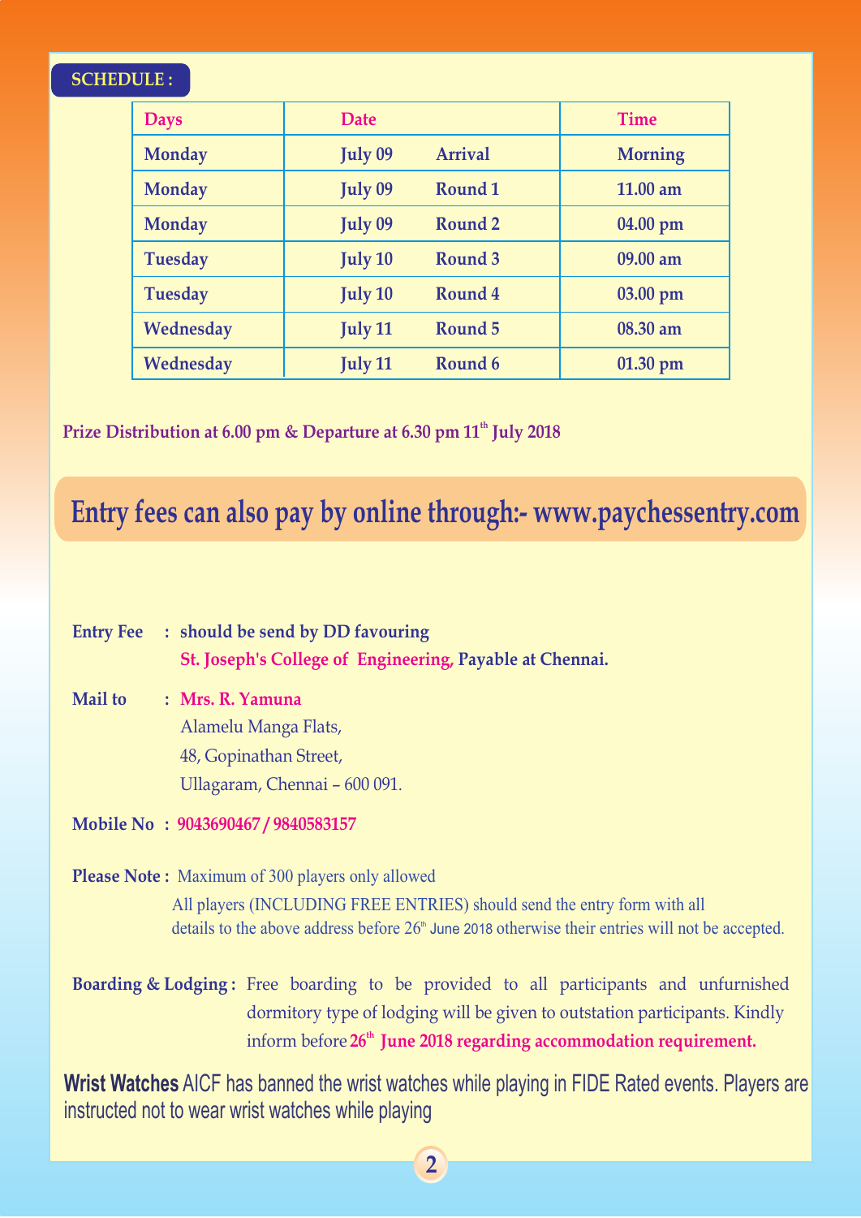**SCHEDULE :**

| Days | Date | | Time |
|---|---|---|---|
| Monday | July 09 | Arrival | Morning |
| Monday | July 09 | Round 1 | 11.00 am |
| Monday | July 09 | Round 2 | 04.00 pm |
| Tuesday | July 10 | Round 3 | 09.00 am |
| Tuesday | July 10 | Round 4 | 03.00 pm |
| Wednesday | July 11 | Round 5 | 08.30 am |
| Wednesday | July 11 | Round 6 | 01.30 pm |

**Prize Distribution at 6.00 pm & Departure at 6.30 pm 11th July 2018**

## Entry fees can also pay by online through:- www.paychessentry.com

**Entry Fee :** **should be send by DD favouring St. Joseph's College of Engineering, Payable at Chennai.**

**Mail to :** **Mrs. R. Yamuna**
Alamelu Manga Flats,
48, Gopinathan Street,
Ullagaram, Chennai – 600 091.

**Mobile No :** **9043690467 / 9840583157**

**Please Note :** Maximum of 300 players only allowed
All players (INCLUDING FREE ENTRIES) should send the entry form with all details to the above address before 26th June 2018 otherwise their entries will not be accepted.

**Boarding & Lodging :** Free boarding to be provided to all participants and unfurnished dormitory type of lodging will be given to outstation participants. Kindly inform before **26th June 2018 regarding accommodation requirement.**

**Wrist Watches** AICF has banned the wrist watches while playing in FIDE Rated events. Players are instructed not to wear wrist watches while playing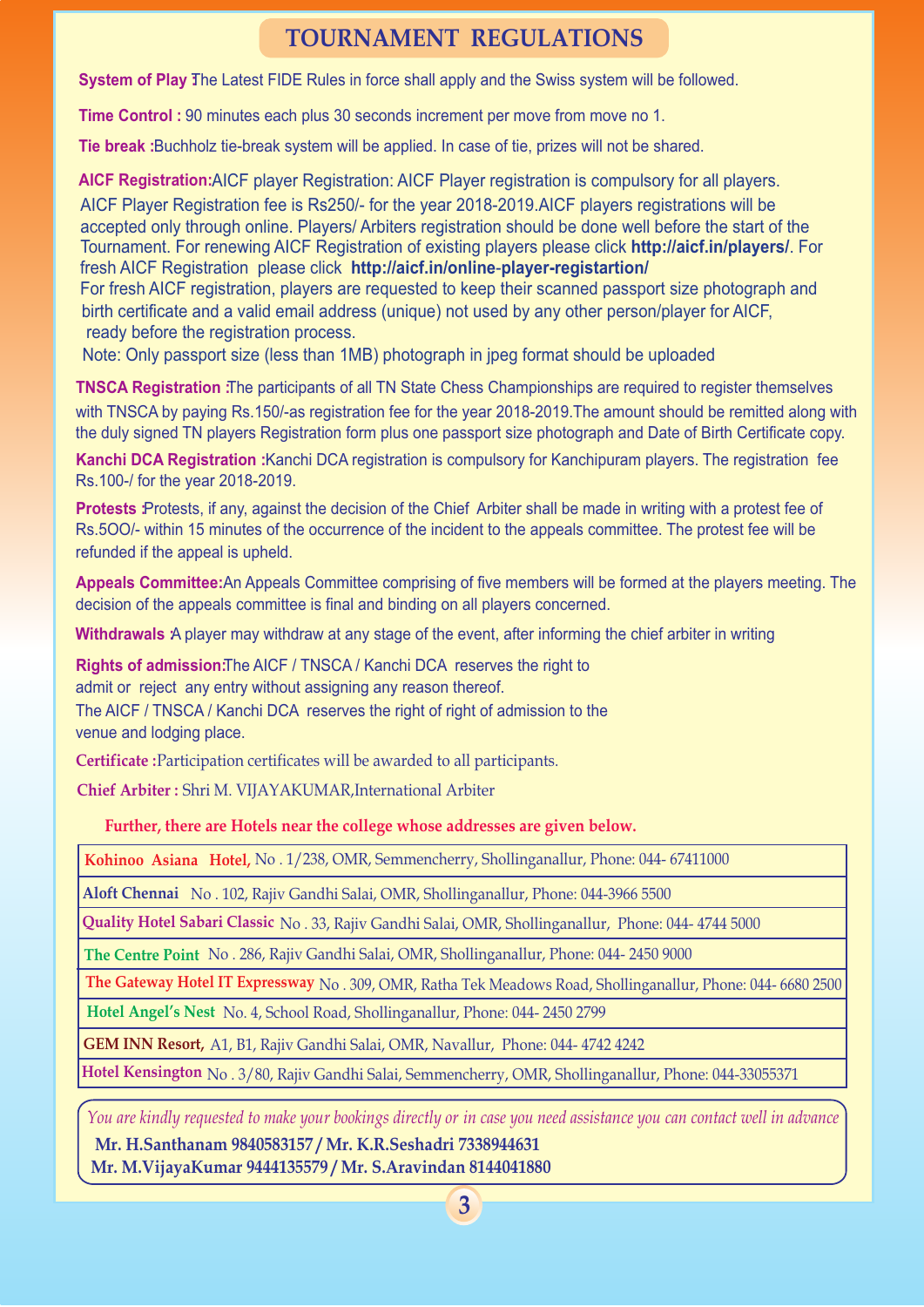# TOURNAMENT REGULATIONS

**System of Play :** The Latest FIDE Rules in force shall apply and the Swiss system will be followed.

**Time Control :** 90 minutes each plus 30 seconds increment per move from move no 1.

**Tie break :** Buchholz tie-break system will be applied. In case of tie, prizes will not be shared.

**AICF Registration:** AICF player Registration: AICF Player registration is compulsory for all players. AICF Player Registration fee is Rs250/- for the year 2018-2019.AICF players registrations will be accepted only through online. Players/ Arbiters registration should be done well before the start of the Tournament. For renewing AICF Registration of existing players please click **http://aicf.in/players/**. For fresh AICF Registration please click **http://aicf.in/online-player-registartion/**
For fresh AICF registration, players are requested to keep their scanned passport size photograph and birth certificate and a valid email address (unique) not used by any other person/player for AICF, ready before the registration process.
Note: Only passport size (less than 1MB) photograph in jpeg format should be uploaded

**TNSCA Registration :** The participants of all TN State Chess Championships are required to register themselves with TNSCA by paying Rs.150/-as registration fee for the year 2018-2019.The amount should be remitted along with the duly signed TN players Registration form plus one passport size photograph and Date of Birth Certificate copy.

**Kanchi DCA Registration :** Kanchi DCA registration is compulsory for Kanchipuram players. The registration fee Rs.100-/ for the year 2018-2019.

**Protests :** Protests, if any, against the decision of the Chief Arbiter shall be made in writing with a protest fee of Rs.5OO/- within 15 minutes of the occurrence of the incident to the appeals committee. The protest fee will be refunded if the appeal is upheld.

**Appeals Committee:** An Appeals Committee comprising of five members will be formed at the players meeting. The decision of the appeals committee is final and binding on all players concerned.

**Withdrawals :** A player may withdraw at any stage of the event, after informing the chief arbiter in writing

**Rights of admission:** The AICF / TNSCA / Kanchi DCA reserves the right to admit or reject any entry without assigning any reason thereof.
The AICF / TNSCA / Kanchi DCA reserves the right of right of admission to the venue and lodging place.

**Certificate :** Participation certificates will be awarded to all participants.

**Chief Arbiter :** Shri M. VIJAYAKUMAR,International Arbiter

**Further, there are Hotels near the college whose addresses are given below.**

| | |
|---|---|
| **Kohinoo Asiana Hotel,** | No . 1/238, OMR, Semmencherry, Shollinganallur, Phone: 044- 67411000 |
| **Aloft Chennai** | No . 102, Rajiv Gandhi Salai, OMR, Shollinganallur, Phone: 044-3966 5500 |
| **Quality Hotel Sabari Classic** | No . 33, Rajiv Gandhi Salai, OMR, Shollinganallur, Phone: 044- 4744 5000 |
| **The Centre Point** | No . 286, Rajiv Gandhi Salai, OMR, Shollinganallur, Phone: 044- 2450 9000 |
| **The Gateway Hotel IT Expressway** | No . 309, OMR, Ratha Tek Meadows Road, Shollinganallur, Phone: 044- 6680 2500 |
| **Hotel Angel's Nest** | No. 4, School Road, Shollinganallur, Phone: 044- 2450 2799 |
| **GEM INN Resort,** | A1, B1, Rajiv Gandhi Salai, OMR, Navallur, Phone: 044- 4742 4242 |
| **Hotel Kensington** | No . 3/80, Rajiv Gandhi Salai, Semmencherry, OMR, Shollinganallur, Phone: 044-33055371 |

*You are kindly requested to make your bookings directly or in case you need assistance you can contact well in advance*

**Mr. H.Santhanam 9840583157 / Mr. K.R.Seshadri 7338944631**
**Mr. M.VijayaKumar 9444135579 / Mr. S.Aravindan 8144041880**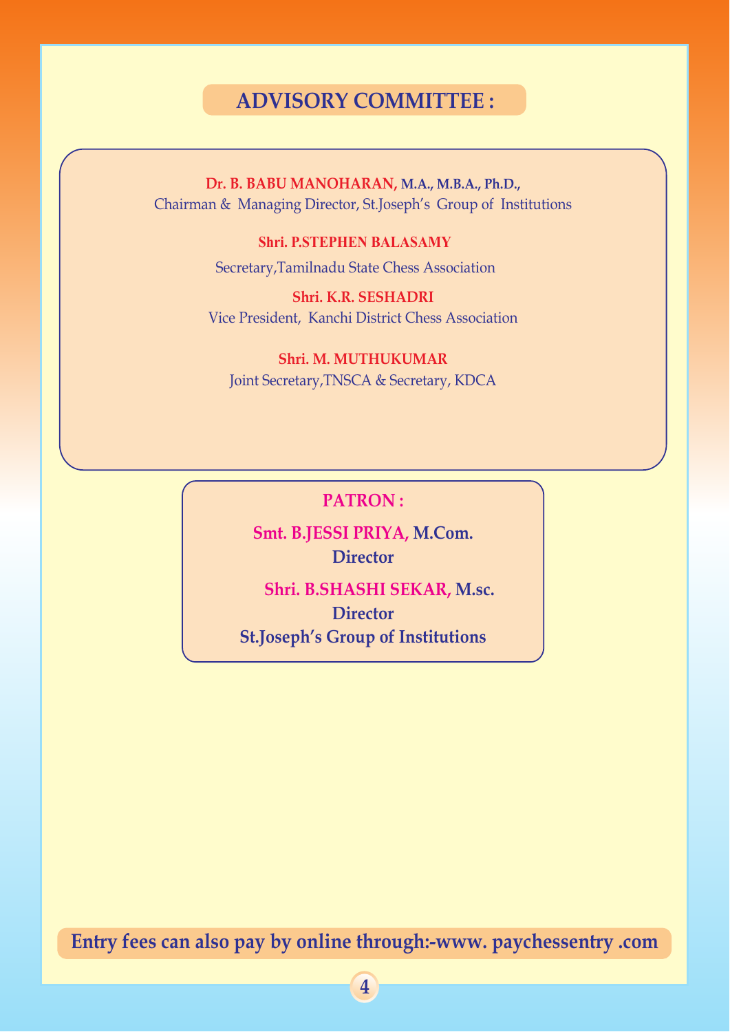## ADVISORY COMMITTEE :

**Dr. B. BABU MANOHARAN, M.A., M.B.A., Ph.D.,**
Chairman & Managing Director, St.Joseph's Group of Institutions

**Shri. P.STEPHEN BALASAMY**
Secretary,Tamilnadu State Chess Association

**Shri. K.R. SESHADRI**
Vice President, Kanchi District Chess Association

**Shri. M. MUTHUKUMAR**
Joint Secretary,TNSCA & Secretary, KDCA

## PATRON :

**Smt. B.JESSI PRIYA, M.Com.**
**Director**

**Shri. B.SHASHI SEKAR, M.sc.**
**Director**
**St.Joseph's Group of Institutions**

**Entry fees can also pay by online through:-www. paychessentry .com**